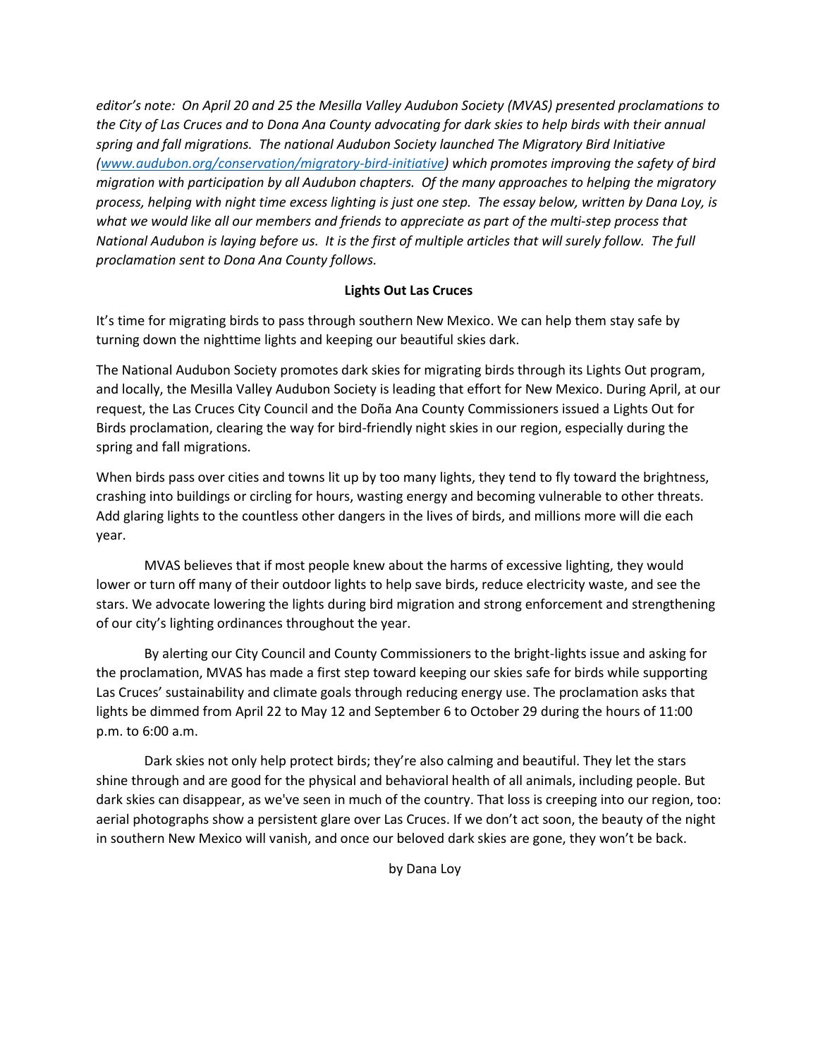*editor's note: On April 20 and 25 the Mesilla Valley Audubon Society (MVAS) presented proclamations to the City of Las Cruces and to Dona Ana County advocating for dark skies to help birds with their annual spring and fall migrations. The national Audubon Society launched The Migratory Bird Initiative ([www.audubon.org/conservation/migratory-bird-initiative](www.audubon.org/conservation/migratory-bird-initiative)) which promotes improving the safety of bird migration with participation by all Audubon chapters. Of the many approaches to helping the migratory process, helping with night time excess lighting is just one step. The essay below, written by Dana Loy, is what we would like all our members and friends to appreciate as part of the multi-step process that National Audubon is laying before us. It is the first of multiple articles that will surely follow. The full proclamation sent to Dona Ana County follows.*

**Lights Out Las Cruces**

It's time for migrating birds to pass through southern New Mexico. We can help them stay safe by turning down the nighttime lights and keeping our beautiful skies dark.

The National Audubon Society promotes dark skies for migrating birds through its Lights Out program, and locally, the Mesilla Valley Audubon Society is leading that effort for New Mexico. During April, at our request, the Las Cruces City Council and the Doña Ana County Commissioners issued a Lights Out for Birds proclamation, clearing the way for bird-friendly night skies in our region, especially during the spring and fall migrations.

When birds pass over cities and towns lit up by too many lights, they tend to fly toward the brightness, crashing into buildings or circling for hours, wasting energy and becoming vulnerable to other threats. Add glaring lights to the countless other dangers in the lives of birds, and millions more will die each year.

MVAS believes that if most people knew about the harms of excessive lighting, they would lower or turn off many of their outdoor lights to help save birds, reduce electricity waste, and see the stars. We advocate lowering the lights during bird migration and strong enforcement and strengthening of our city's lighting ordinances throughout the year.

By alerting our City Council and County Commissioners to the bright-lights issue and asking for the proclamation, MVAS has made a first step toward keeping our skies safe for birds while supporting Las Cruces' sustainability and climate goals through reducing energy use. The proclamation asks that lights be dimmed from April 22 to May 12 and September 6 to October 29 during the hours of 11:00 p.m. to 6:00 a.m.

Dark skies not only help protect birds; they're also calming and beautiful. They let the stars shine through and are good for the physical and behavioral health of all animals, including people. But dark skies can disappear, as we've seen in much of the country. That loss is creeping into our region, too: aerial photographs show a persistent glare over Las Cruces. If we don't act soon, the beauty of the night in southern New Mexico will vanish, and once our beloved dark skies are gone, they won't be back.

by Dana Loy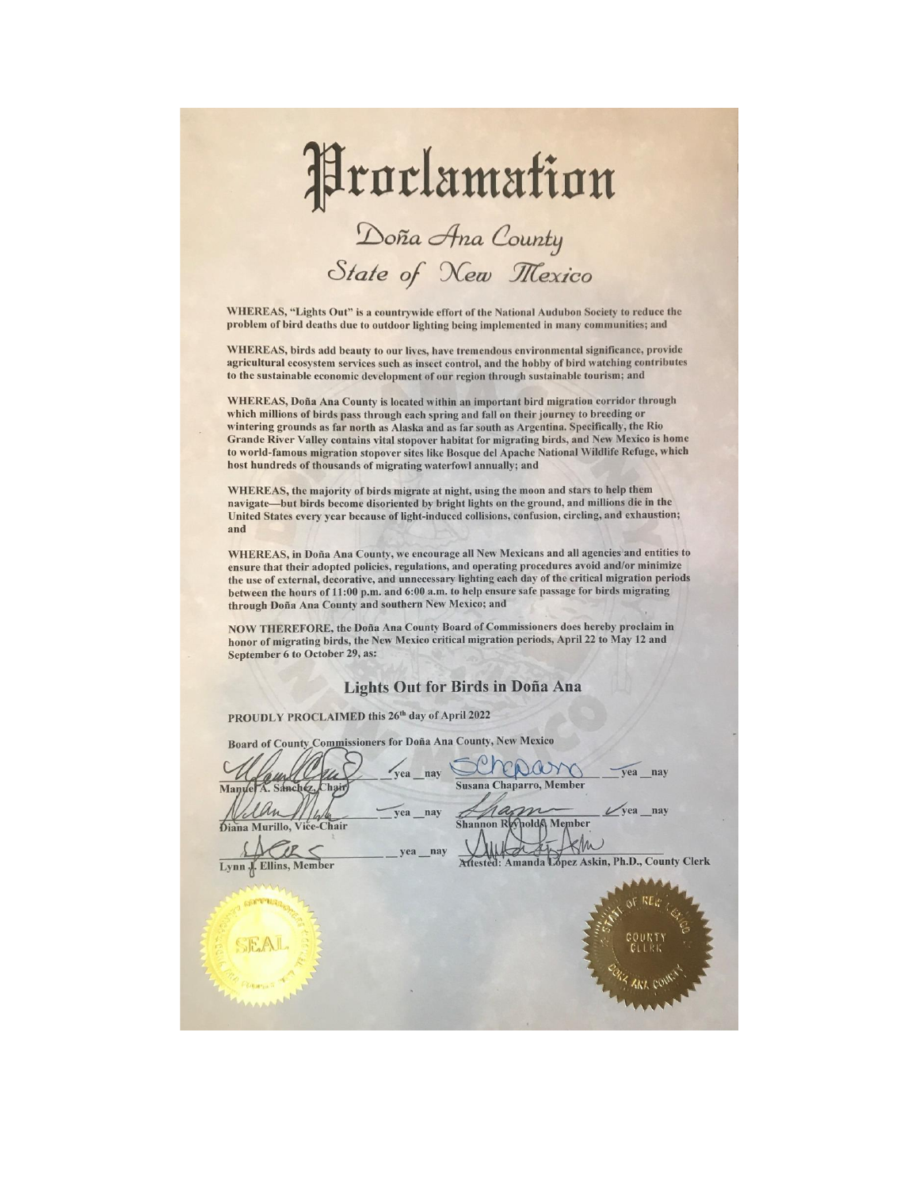# Proclamation

## Doña Ana County
## State of New Mexico

WHEREAS, "Lights Out" is a countrywide effort of the National Audubon Society to reduce the problem of bird deaths due to outdoor lighting being implemented in many communities; and

WHEREAS, birds add beauty to our lives, have tremendous environmental significance, provide agricultural ecosystem services such as insect control, and the hobby of bird watching contributes to the sustainable economic development of our region through sustainable tourism; and

WHEREAS, Doña Ana County is located within an important bird migration corridor through which millions of birds pass through each spring and fall on their journey to breeding or wintering grounds as far north as Alaska and as far south as Argentina. Specifically, the Rio Grande River Valley contains vital stopover habitat for migrating birds, and New Mexico is home to world-famous migration stopover sites like Bosque del Apache National Wildlife Refuge, which host hundreds of thousands of migrating waterfowl annually; and

WHEREAS, the majority of birds migrate at night, using the moon and stars to help them navigate—but birds become disoriented by bright lights on the ground, and millions die in the United States every year because of light-induced collisions, confusion, circling, and exhaustion; and

WHEREAS, in Doña Ana County, we encourage all New Mexicans and all agencies and entities to ensure that their adopted policies, regulations, and operating procedures avoid and/or minimize the use of external, decorative, and unnecessary lighting each day of the critical migration periods between the hours of 11:00 p.m. and 6:00 a.m. to help ensure safe passage for birds migrating through Doña Ana County and southern New Mexico; and

NOW THEREFORE, the Doña Ana County Board of Commissioners does hereby proclaim in honor of migrating birds, the New Mexico critical migration periods, April 22 to May 12 and September 6 to October 29, as:

### Lights Out for Birds in Doña Ana

PROUDLY PROCLAIMED this 26th day of April 2022

Board of County Commissioners for Doña Ana County, New Mexico

| | |
|---|---|
| Manuel A. Sanchez, Chair ✓yea __nay | Susana Chaparro, Member ✓yea __nay |
| Diana Murillo, Vice-Chair ✓yea __nay | Shannon Reynolds, Member ✓yea __nay |
| Lynn J. Ellins, Member __yea __nay | Attested: Amanda López Askin, Ph.D., County Clerk |

SEAL

STATE OF NEW MEXICO COUNTY CLERK DOÑA ANA COUNTY